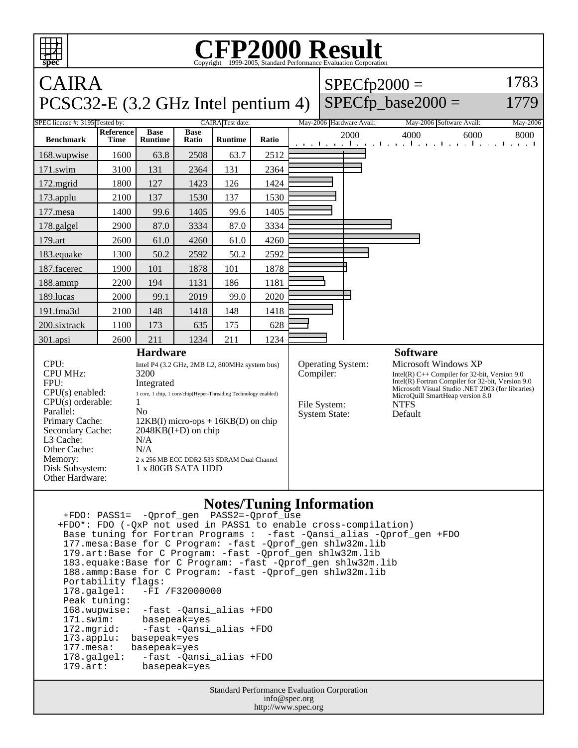# CFP2000 Result

Copyright 1999-2005, Standard Performance Evaluation Corporation

## CAIRA
## PCSC32-E (3.2 GHz Intel pentium 4)

SPECfp2000 = 1783
SPECfp_base2000 = 1779

| SPEC license #: 3195 | Tested by: CAIRA | Test date: May-2006 | Hardware Avail: May-2006 | Software Avail: May-2006 |
|---|---|---|---|---|

| Benchmark | Reference Time | Base Runtime | Base Ratio | Runtime | Ratio |
|---|---|---|---|---|---|
| 168.wupwise | 1600 | 63.8 | 2508 | 63.7 | 2512 |
| 171.swim | 3100 | 131 | 2364 | 131 | 2364 |
| 172.mgrid | 1800 | 127 | 1423 | 126 | 1424 |
| 173.applu | 2100 | 137 | 1530 | 137 | 1530 |
| 177.mesa | 1400 | 99.6 | 1405 | 99.6 | 1405 |
| 178.galgel | 2900 | 87.0 | 3334 | 87.0 | 3334 |
| 179.art | 2600 | 61.0 | 4260 | 61.0 | 4260 |
| 183.equake | 1300 | 50.2 | 2592 | 50.2 | 2592 |
| 187.facerec | 1900 | 101 | 1878 | 101 | 1878 |
| 188.ammp | 2200 | 194 | 1131 | 186 | 1181 |
| 189.lucas | 2000 | 99.1 | 2019 | 99.0 | 2020 |
| 191.fma3d | 2100 | 148 | 1418 | 148 | 1418 |
| 200.sixtrack | 1100 | 173 | 635 | 175 | 628 |
| 301.apsi | 2600 | 211 | 1234 | 211 | 1234 |

### Hardware

| | |
|---|---|
| CPU: | Intel P4 (3.2 GHz, 2MB L2, 800MHz system bus) |
| CPU MHz: | 3200 |
| FPU: | Integrated |
| CPU(s) enabled: | 1 core, 1 chip, 1 core/chip(Hyper-Threading Technology enabled) |
| CPU(s) orderable: | 1 |
| Parallel: | No |
| Primary Cache: | 12KB(I) micro-ops + 16KB(D) on chip |
| Secondary Cache: | 2048KB(I+D) on chip |
| L3 Cache: | N/A |
| Other Cache: | N/A |
| Memory: | 2 x 256 MB ECC DDR2-533 SDRAM Dual Channel |
| Disk Subsystem: | 1 x 80GB SATA HDD |
| Other Hardware: | |

### Software

| | |
|---|---|
| Operating System: | Microsoft Windows XP |
| Compiler: | Intel(R) C++ Compiler for 32-bit, Version 9.0<br>Intel(R) Fortran Compiler for 32-bit, Version 9.0<br>Microsoft Visual Studio .NET 2003 (for libraries)<br>MicroQuill SmartHeap version 8.0 |
| File System: | NTFS |
| System State: | Default |

### Notes/Tuning Information

```
 +FDO: PASS1=  -Qprof_gen  PASS2=-Qprof_use
+FDO*: FDO (-QxP not used in PASS1 to enable cross-compilation)
 Base tuning for Fortran Programs :  -fast -Qansi_alias -Qprof_gen +FDO
 177.mesa:Base for C Program: -fast -Qprof_gen shlw32m.lib
 179.art:Base for C Program: -fast -Qprof_gen shlw32m.lib
 183.equake:Base for C Program: -fast -Qprof_gen shlw32m.lib
 188.ammp:Base for C Program: -fast -Qprof_gen shlw32m.lib
 Portability flags:
 178.galgel:   -FI /F32000000
 Peak tuning:
 168.wupwise:  -fast -Qansi_alias +FDO
 171.swim:     basepeak=yes
 172.mgrid:    -fast -Qansi_alias +FDO
 173.applu:  basepeak=yes
 177.mesa:   basepeak=yes
 178.galgel:   -fast -Qansi_alias +FDO
 179.art:      basepeak=yes
```

Standard Performance Evaluation Corporation
info@spec.org
http://www.spec.org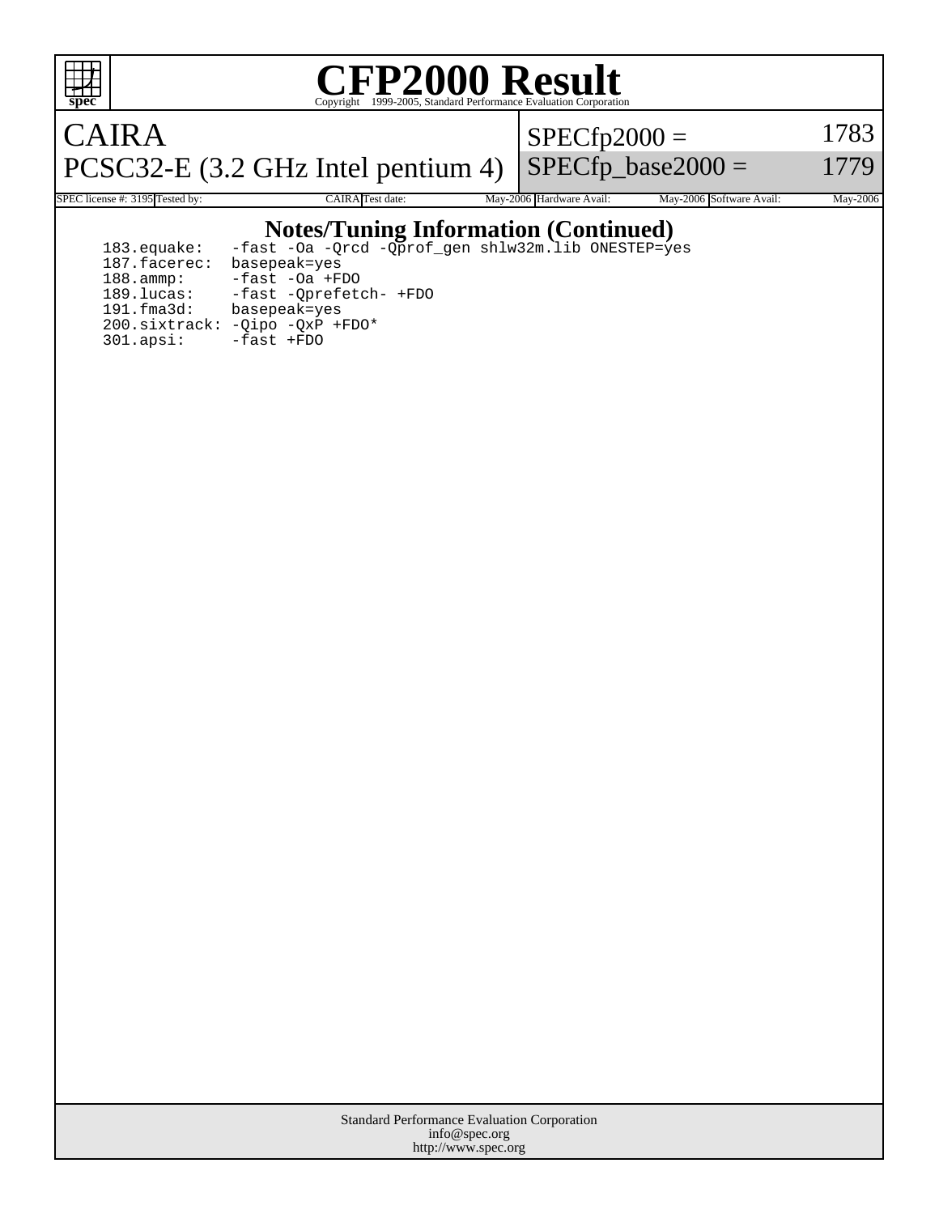# CFP2000 Result

Copyright 1999-2005, Standard Performance Evaluation Corporation

CAIRA
PCSC32-E (3.2 GHz Intel pentium 4)

SPECfp2000 = 1783
SPECfp_base2000 = 1779

SPEC license #: 3195 Tested by: CAIRA Test date: May-2006 Hardware Avail: May-2006 Software Avail: May-2006

## Notes/Tuning Information (Continued)

```
183.equake:   -fast -Oa -Qrcd -Qprof_gen shlw32m.lib ONESTEP=yes
187.facerec:  basepeak=yes
188.ammp:     -fast -Oa +FDO
189.lucas:    -fast -Qprefetch- +FDO
191.fma3d:    basepeak=yes
200.sixtrack: -Qipo -QxP +FDO*
301.apsi:     -fast +FDO
```